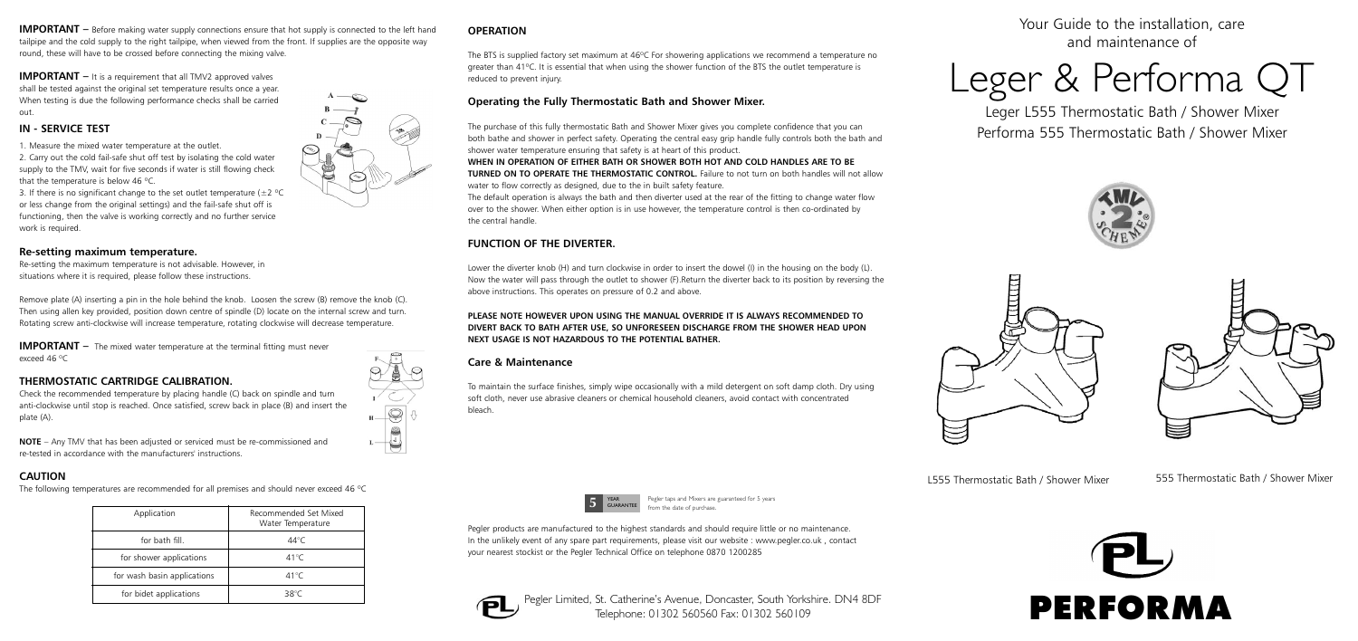**IMPORTANT** – Before making water supply connections ensure that hot supply is connected to the left hand tailpipe and the cold supply to the right tailpipe, when viewed from the front. If supplies are the opposite way round, these will have to be crossed before connecting the mixing valve.

**IMPORTANT** – It is a requirement that all TMV2 approved valves shall be tested against the original set temperature results once a year. When testing is due the following performance checks shall be carried out.

## IN - SERVICE TEST

1. Measure the mixed water temperature at the outlet.
2. Carry out the cold fail-safe shut off test by isolating the cold water supply to the TMV, wait for five seconds if water is still flowing check that the temperature is below 46 ºC.
3. If there is no significant change to the set outlet temperature (±2 ºC or less change from the original settings) and the fail-safe shut off is functioning, then the valve is working correctly and no further service work is required.

### Re-setting maximum temperature.

Re-setting the maximum temperature is not advisable. However, in situations where it is required, please follow these instructions.

Remove plate (A) inserting a pin in the hole behind the knob. Loosen the screw (B) remove the knob (C). Then using allen key provided, position down centre of spindle (D) locate on the internal screw and turn. Rotating screw anti-clockwise will increase temperature, rotating clockwise will decrease temperature.

**IMPORTANT** – The mixed water temperature at the terminal fitting must never exceed 46 ºC

## THERMOSTATIC CARTRIDGE CALIBRATION.

Check the recommended temperature by placing handle (C) back on spindle and turn anti-clockwise until stop is reached. Once satisfied, screw back in place (B) and insert the plate (A).

**NOTE** – Any TMV that has been adjusted or serviced must be re-commissioned and re-tested in accordance with the manufacturers' instructions.

## CAUTION

The following temperatures are recommended for all premises and should never exceed 46 ºC

| Application | Recommended Set Mixed Water Temperature |
|---|---|
| for bath fill. | 44°C |
| for shower applications | 41°C |
| for wash basin applications | 41°C |
| for bidet applications | 38°C |

## OPERATION

The BTS is supplied factory set maximum at 46ºC For showering applications we recommend a temperature no greater than 41ºC. It is essential that when using the shower function of the BTS the outlet temperature is reduced to prevent injury.

### Operating the Fully Thermostatic Bath and Shower Mixer.

The purchase of this fully thermostatic Bath and Shower Mixer gives you complete confidence that you can both bathe and shower in perfect safety. Operating the central easy grip handle fully controls both the bath and shower water temperature ensuring that safety is at heart of this product.

**WHEN IN OPERATION OF EITHER BATH OR SHOWER BOTH HOT AND COLD HANDLES ARE TO BE TURNED ON TO OPERATE THE THERMOSTATIC CONTROL.** Failure to not turn on both handles will not allow water to flow correctly as designed, due to the in built safety feature.

The default operation is always the bath and then diverter used at the rear of the fitting to change water flow over to the shower. When either option is in use however, the temperature control is then co-ordinated by the central handle.

## FUNCTION OF THE DIVERTER.

Lower the diverter knob (H) and turn clockwise in order to insert the dowel (I) in the housing on the body (L). Now the water will pass through the outlet to shower (F).Return the diverter back to its position by reversing the above instructions. This operates on pressure of 0.2 and above.

**PLEASE NOTE HOWEVER UPON USING THE MANUAL OVERRIDE IT IS ALWAYS RECOMMENDED TO DIVERT BACK TO BATH AFTER USE, SO UNFORESEEN DISCHARGE FROM THE SHOWER HEAD UPON NEXT USAGE IS NOT HAZARDOUS TO THE POTENTIAL BATHER.**

### Care & Maintenance

To maintain the surface finishes, simply wipe occasionally with a mild detergent on soft damp cloth. Dry using soft cloth, never use abrasive cleaners or chemical household cleaners, avoid contact with concentrated bleach.

5 YEAR GUARANTEE

Pegler taps and Mixers are guaranteed for 5 years from the date of purchase.

Pegler products are manufactured to the highest standards and should require little or no maintenance. In the unlikely event of any spare part requirements, please visit our website : www.pegler.co.uk , contact your nearest stockist or the Pegler Technical Office on telephone 0870 1200285

Pegler Limited, St. Catherine's Avenue, Doncaster, South Yorkshire. DN4 8DF
Telephone: 01302 560560 Fax: 01302 560109

Your Guide to the installation, care and maintenance of

# Leger & Performa QT

Leger L555 Thermostatic Bath / Shower Mixer
Performa 555 Thermostatic Bath / Shower Mixer

L555 Thermostatic Bath / Shower Mixer

555 Thermostatic Bath / Shower Mixer

PERFORMA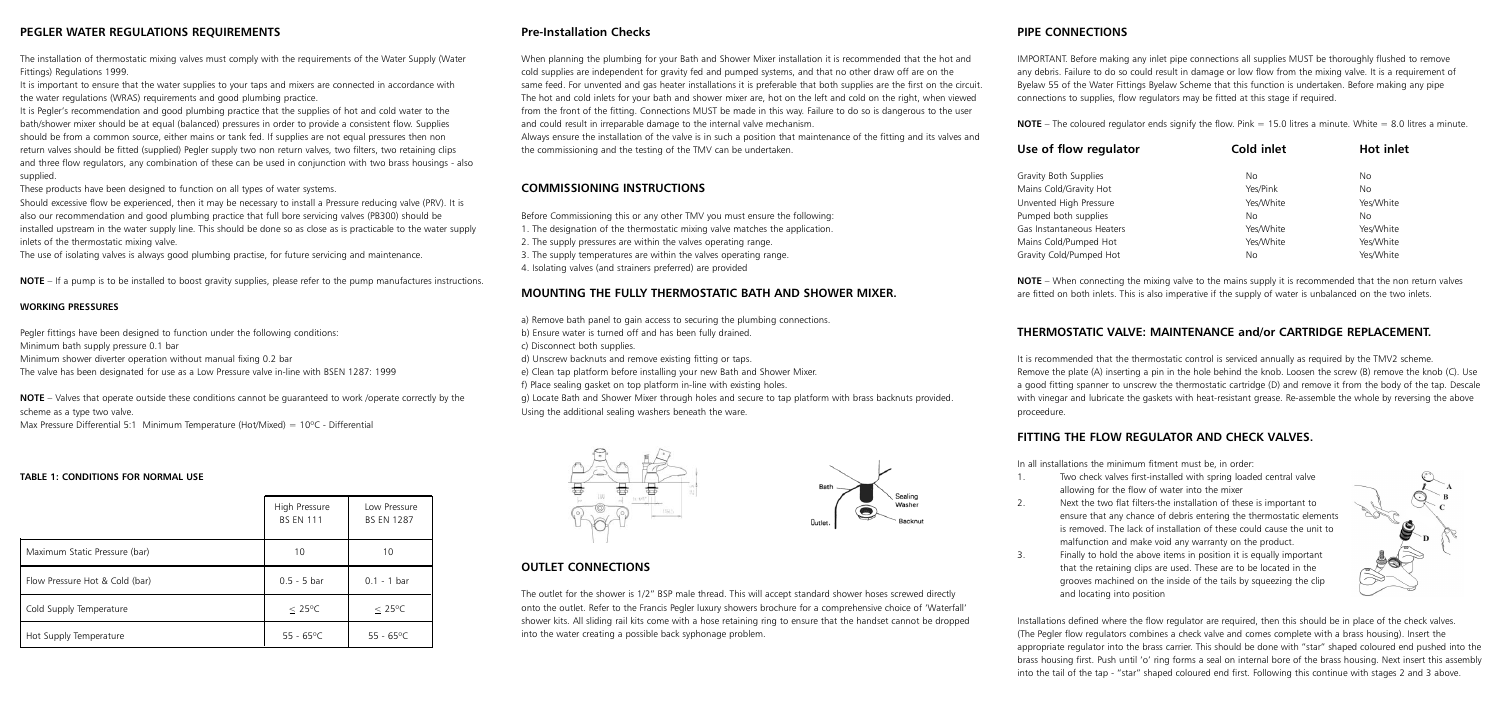## PEGLER WATER REGULATIONS REQUIREMENTS

The installation of thermostatic mixing valves must comply with the requirements of the Water Supply (Water Fittings) Regulations 1999.

It is important to ensure that the water supplies to your taps and mixers are connected in accordance with the water regulations (WRAS) requirements and good plumbing practice.

It is Pegler's recommendation and good plumbing practice that the supplies of hot and cold water to the bath/shower mixer should be at equal (balanced) pressures in order to provide a consistent flow. Supplies should be from a common source, either mains or tank fed. If supplies are not equal pressures then non return valves should be fitted (supplied) Pegler supply two non return valves, two filters, two retaining clips and three flow regulators, any combination of these can be used in conjunction with two brass housings - also supplied.

These products have been designed to function on all types of water systems.

Should excessive flow be experienced, then it may be necessary to install a Pressure reducing valve (PRV). It is also our recommendation and good plumbing practice that full bore servicing valves (PB300) should be installed upstream in the water supply line. This should be done so as close as is practicable to the water supply inlets of the thermostatic mixing valve.

The use of isolating valves is always good plumbing practise, for future servicing and maintenance.

**NOTE** – If a pump is to be installed to boost gravity supplies, please refer to the pump manufactures instructions.

#### WORKING PRESSURES

Pegler fittings have been designed to function under the following conditions:

Minimum bath supply pressure 0.1 bar

Minimum shower diverter operation without manual fixing 0.2 bar

The valve has been designated for use as a Low Pressure valve in-line with BSEN 1287: 1999

**NOTE** – Valves that operate outside these conditions cannot be guaranteed to work /operate correctly by the scheme as a type two valve.

Max Pressure Differential 5:1 Minimum Temperature (Hot/Mixed) = 10ºC - Differential

#### TABLE 1: CONDITIONS FOR NORMAL USE

| | High Pressure BS EN 111 | Low Pressure BS EN 1287 |
|---|---|---|
| Maximum Static Pressure (bar) | 10 | 10 |
| Flow Pressure Hot & Cold (bar) | 0.5 - 5 bar | 0.1 - 1 bar |
| Cold Supply Temperature | ≤ 25ºC | ≤ 25ºC |
| Hot Supply Temperature | 55 - 65ºC | 55 - 65ºC |

## Pre-Installation Checks

When planning the plumbing for your Bath and Shower Mixer installation it is recommended that the hot and cold supplies are independent for gravity fed and pumped systems, and that no other draw off are on the same feed. For unvented and gas heater installations it is preferable that both supplies are the first on the circuit. The hot and cold inlets for your bath and shower mixer are, hot on the left and cold on the right, when viewed from the front of the fitting. Connections MUST be made in this way. Failure to do so is dangerous to the user and could result in irreparable damage to the internal valve mechanism.

Always ensure the installation of the valve is in such a position that maintenance of the fitting and its valves and the commissioning and the testing of the TMV can be undertaken.

## COMMISSIONING INSTRUCTIONS

Before Commissioning this or any other TMV you must ensure the following:

1. The designation of the thermostatic mixing valve matches the application.
2. The supply pressures are within the valves operating range.
3. The supply temperatures are within the valves operating range.
4. Isolating valves (and strainers preferred) are provided

## MOUNTING THE FULLY THERMOSTATIC BATH AND SHOWER MIXER.

a) Remove bath panel to gain access to securing the plumbing connections.
b) Ensure water is turned off and has been fully drained.
c) Disconnect both supplies.
d) Unscrew backnuts and remove existing fitting or taps.
e) Clean tap platform before installing your new Bath and Shower Mixer.
f) Place sealing gasket on top platform in-line with existing holes.
g) Locate Bath and Shower Mixer through holes and secure to tap platform with brass backnuts provided. Using the additional sealing washers beneath the ware.

Bath
Sealing Washer
Outlet
Backnut

## OUTLET CONNECTIONS

The outlet for the shower is 1/2" BSP male thread. This will accept standard shower hoses screwed directly onto the outlet. Refer to the Francis Pegler luxury showers brochure for a comprehensive choice of 'Waterfall' shower kits. All sliding rail kits come with a hose retaining ring to ensure that the handset cannot be dropped into the water creating a possible back syphonage problem.

## PIPE CONNECTIONS

IMPORTANT. Before making any inlet pipe connections all supplies MUST be thoroughly flushed to remove any debris. Failure to do so could result in damage or low flow from the mixing valve. It is a requirement of Byelaw 55 of the Water Fittings Byelaw Scheme that this function is undertaken. Before making any pipe connections to supplies, flow regulators may be fitted at this stage if required.

**NOTE** – The coloured regulator ends signify the flow. Pink = 15.0 litres a minute. White = 8.0 litres a minute.

| Use of flow regulator | Cold inlet | Hot inlet |
|---|---|---|
| Gravity Both Supplies | No | No |
| Mains Cold/Gravity Hot | Yes/Pink | No |
| Unvented High Pressure | Yes/White | Yes/White |
| Pumped both supplies | No | No |
| Gas Instantaneous Heaters | Yes/White | Yes/White |
| Mains Cold/Pumped Hot | Yes/White | Yes/White |
| Gravity Cold/Pumped Hot | No | Yes/White |

**NOTE** – When connecting the mixing valve to the mains supply it is recommended that the non return valves are fitted on both inlets. This is also imperative if the supply of water is unbalanced on the two inlets.

## THERMOSTATIC VALVE: MAINTENANCE and/or CARTRIDGE REPLACEMENT.

It is recommended that the thermostatic control is serviced annually as required by the TMV2 scheme. Remove the plate (A) inserting a pin in the hole behind the knob. Loosen the screw (B) remove the knob (C). Use a good fitting spanner to unscrew the thermostatic cartridge (D) and remove it from the body of the tap. Descale with vinegar and lubricate the gaskets with heat-resistant grease. Re-assemble the whole by reversing the above proceedure.

## FITTING THE FLOW REGULATOR AND CHECK VALVES.

In all installations the minimum fitment must be, in order:

1. Two check valves first-installed with spring loaded central valve allowing for the flow of water into the mixer
2. Next the two flat filters-the installation of these is important to ensure that any chance of debris entering the thermostatic elements is removed. The lack of installation of these could cause the unit to malfunction and make void any warranty on the product.
3. Finally to hold the above items in position it is equally important that the retaining clips are used. These are to be located in the grooves machined on the inside of the tails by squeezing the clip and locating into position

A
B
C
D

Installations defined where the flow regulator are required, then this should be in place of the check valves. (The Pegler flow regulators combines a check valve and comes complete with a brass housing). Insert the appropriate regulator into the brass carrier. This should be done with "star" shaped coloured end pushed into the brass housing first. Push until 'o' ring forms a seal on internal bore of the brass housing. Next insert this assembly into the tail of the tap - "star" shaped coloured end first. Following this continue with stages 2 and 3 above.